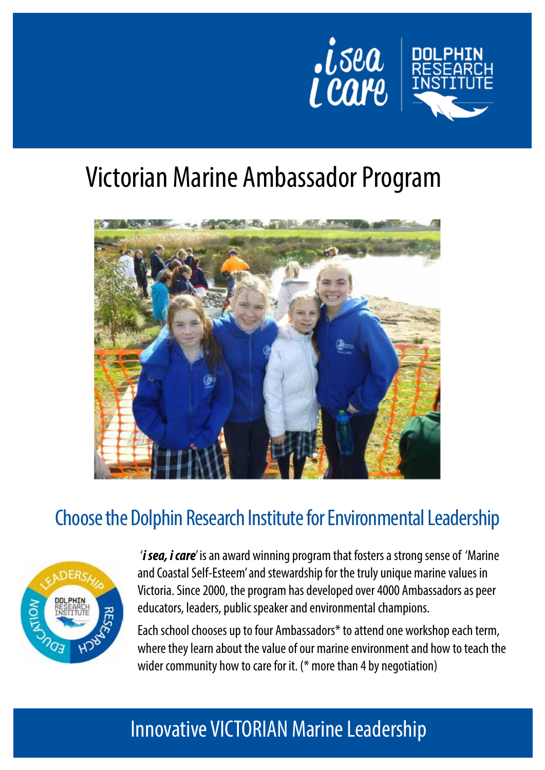# Victorian Marine Ambassador Program

## Choose the Dolphin Research Institute for Environmental Leadership

'***i sea, i care***' is an award winning program that fosters a strong sense of 'Marine and Coastal Self-Esteem' and stewardship for the truly unique marine values in Victoria. Since 2000, the program has developed over 4000 Ambassadors as peer educators, leaders, public speaker and environmental champions.

Each school chooses up to four Ambassadors* to attend one workshop each term, where they learn about the value of our marine environment and how to teach the wider community how to care for it. (* more than 4 by negotiation)

## Innovative VICTORIAN Marine Leadership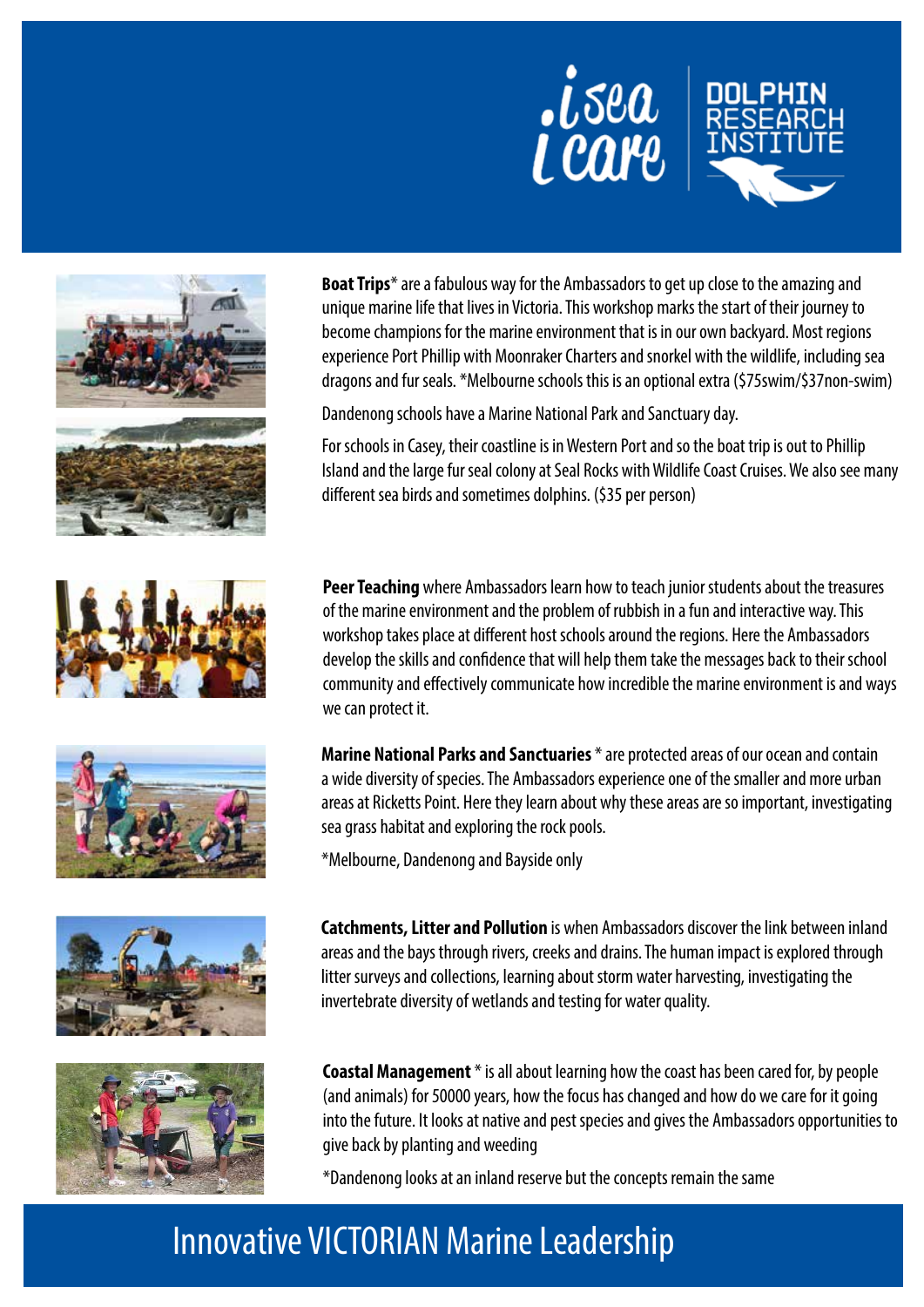**Boat Trips*** are a fabulous way for the Ambassadors to get up close to the amazing and unique marine life that lives in Victoria. This workshop marks the start of their journey to become champions for the marine environment that is in our own backyard. Most regions experience Port Phillip with Moonraker Charters and snorkel with the wildlife, including sea dragons and fur seals. *Melbourne schools this is an optional extra ($75swim/$37non-swim)

Dandenong schools have a Marine National Park and Sanctuary day.

For schools in Casey, their coastline is in Western Port and so the boat trip is out to Phillip Island and the large fur seal colony at Seal Rocks with Wildlife Coast Cruises. We also see many different sea birds and sometimes dolphins. ($35 per person)

**Peer Teaching** where Ambassadors learn how to teach junior students about the treasures of the marine environment and the problem of rubbish in a fun and interactive way. This workshop takes place at different host schools around the regions. Here the Ambassadors develop the skills and confidence that will help them take the messages back to their school community and effectively communicate how incredible the marine environment is and ways we can protect it.

**Marine National Parks and Sanctuaries** * are protected areas of our ocean and contain a wide diversity of species. The Ambassadors experience one of the smaller and more urban areas at Ricketts Point. Here they learn about why these areas are so important, investigating sea grass habitat and exploring the rock pools.

*Melbourne, Dandenong and Bayside only

**Catchments, Litter and Pollution** is when Ambassadors discover the link between inland areas and the bays through rivers, creeks and drains. The human impact is explored through litter surveys and collections, learning about storm water harvesting, investigating the invertebrate diversity of wetlands and testing for water quality.

**Coastal Management** * is all about learning how the coast has been cared for, by people (and animals) for 50000 years, how the focus has changed and how do we care for it going into the future. It looks at native and pest species and gives the Ambassadors opportunities to give back by planting and weeding

*Dandenong looks at an inland reserve but the concepts remain the same

## Innovative VICTORIAN Marine Leadership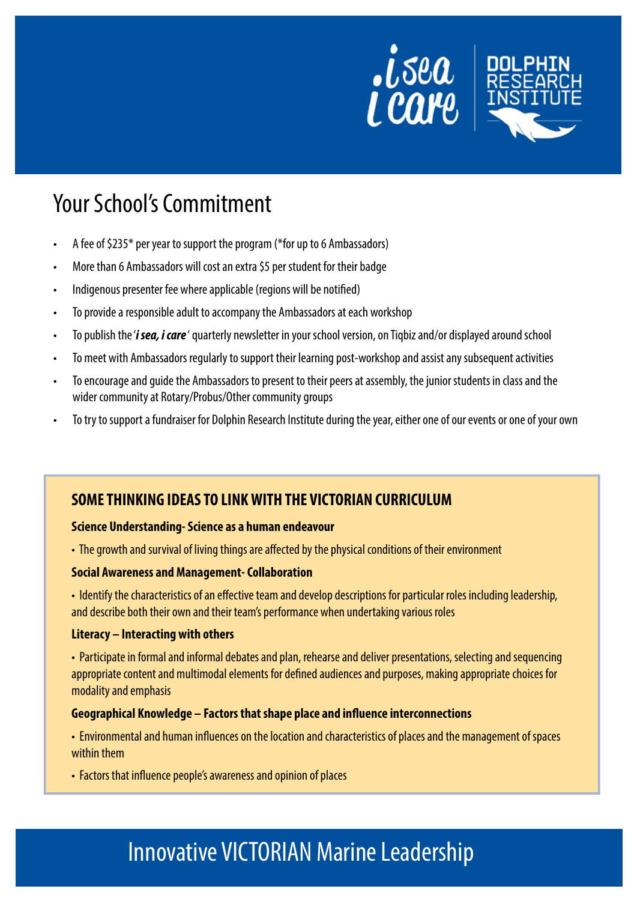# Your School's Commitment

- A fee of $235* per year to support the program (*for up to 6 Ambassadors)
- More than 6 Ambassadors will cost an extra $5 per student for their badge
- Indigenous presenter fee where applicable (regions will be notified)
- To provide a responsible adult to accompany the Ambassadors at each workshop
- To publish the '***i sea, i care***' quarterly newsletter in your school version, on Tiqbiz and/or displayed around school
- To meet with Ambassadors regularly to support their learning post-workshop and assist any subsequent activities
- To encourage and guide the Ambassadors to present to their peers at assembly, the junior students in class and the wider community at Rotary/Probus/Other community groups
- To try to support a fundraiser for Dolphin Research Institute during the year, either one of our events or one of your own

## SOME THINKING IDEAS TO LINK WITH THE VICTORIAN CURRICULUM

**Science Understanding- Science as a human endeavour**

- The growth and survival of living things are affected by the physical conditions of their environment

**Social Awareness and Management- Collaboration**

- Identify the characteristics of an effective team and develop descriptions for particular roles including leadership, and describe both their own and their team's performance when undertaking various roles

**Literacy – Interacting with others**

- Participate in formal and informal debates and plan, rehearse and deliver presentations, selecting and sequencing appropriate content and multimodal elements for defined audiences and purposes, making appropriate choices for modality and emphasis

**Geographical Knowledge – Factors that shape place and influence interconnections**

- Environmental and human influences on the location and characteristics of places and the management of spaces within them
- Factors that influence people's awareness and opinion of places

Innovative VICTORIAN Marine Leadership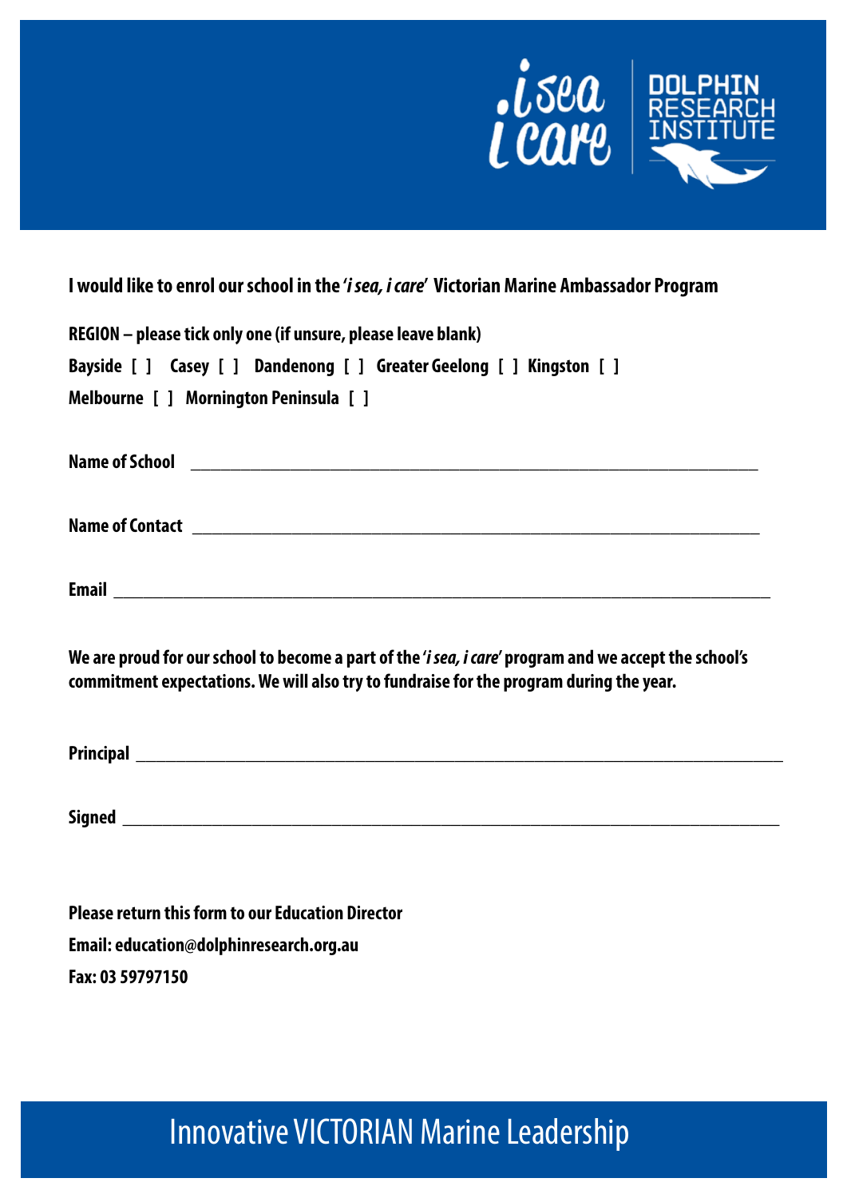**I would like to enrol our school in the '*i sea, i care*' Victorian Marine Ambassador Program**

**REGION – please tick only one (if unsure, please leave blank)**

**Bayside [ ] Casey [ ] Dandenong [ ] Greater Geelong [ ] Kingston [ ]**

**Melbourne [ ] Mornington Peninsula [ ]**

**Name of School** ___________________________________________________________

**Name of Contact** ___________________________________________________________

**Email** _________________________________________________________________

**We are proud for our school to become a part of the '*i sea, i care*' program and we accept the school's commitment expectations. We will also try to fundraise for the program during the year.**

**Principal** _______________________________________________________________

**Signed** ________________________________________________________________

**Please return this form to our Education Director**

**Email: education@dolphinresearch.org.au**

**Fax: 03 59797150**

Innovative VICTORIAN Marine Leadership